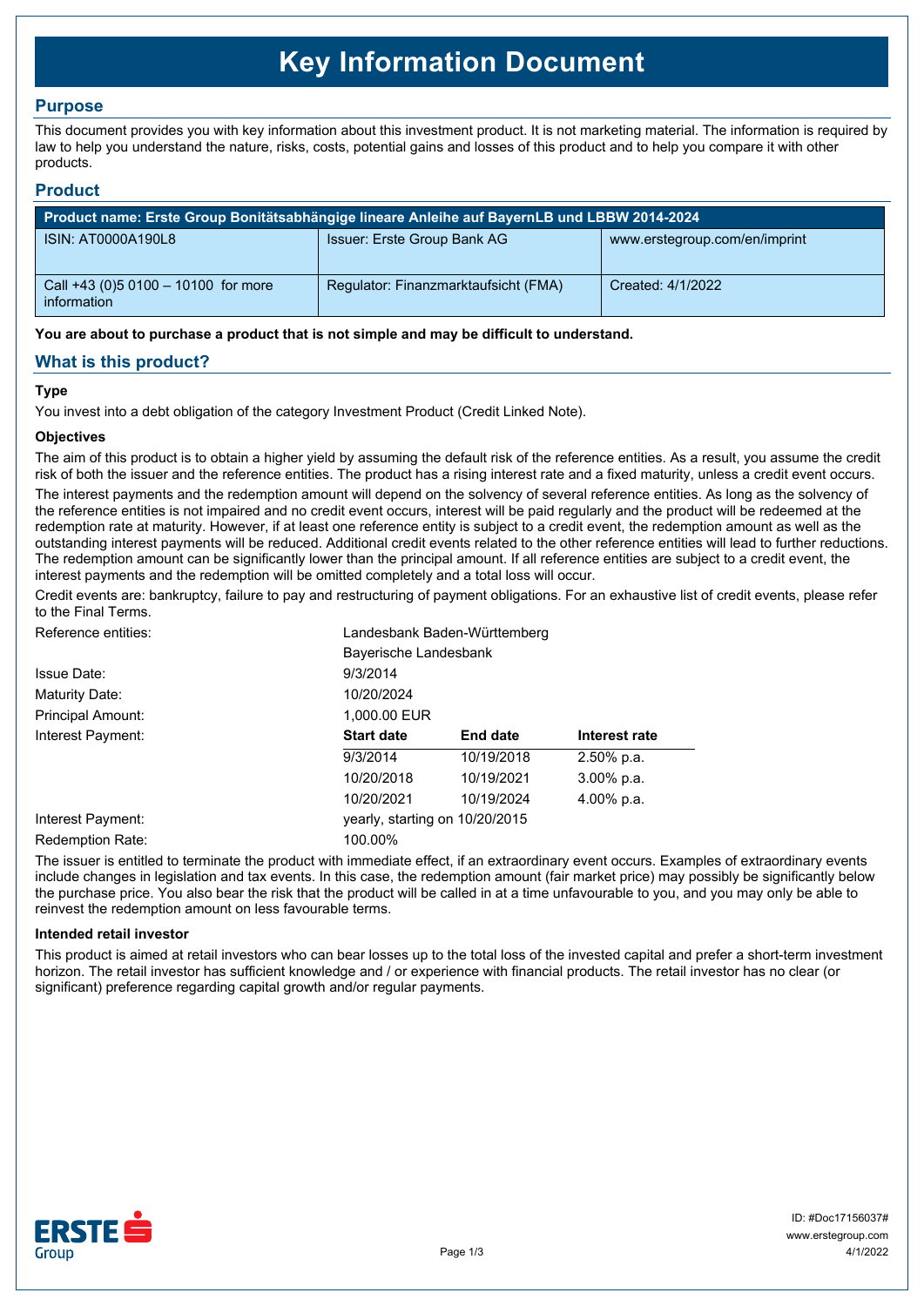# Key Information Document

## Purpose

This document provides you with key information about this investment product. It is not marketing material. The information is required by law to help you understand the nature, risks, costs, potential gains and losses of this product and to help you compare it with other products.

## Product

| Product name: Erste Group Bonitätsabhängige lineare Anleihe auf BayernLB und LBBW 2014-2024 | | |
|---|---|---|
| ISIN: AT0000A190L8 | Issuer: Erste Group Bank AG | www.erstegroup.com/en/imprint |
| Call +43 (0)5 0100 – 10100 for more information | Regulator: Finanzmarktaufsicht (FMA) | Created: 4/1/2022 |

**You are about to purchase a product that is not simple and may be difficult to understand.**

## What is this product?

### Type

You invest into a debt obligation of the category Investment Product (Credit Linked Note).

### Objectives

The aim of this product is to obtain a higher yield by assuming the default risk of the reference entities. As a result, you assume the credit risk of both the issuer and the reference entities. The product has a rising interest rate and a fixed maturity, unless a credit event occurs.

The interest payments and the redemption amount will depend on the solvency of several reference entities. As long as the solvency of the reference entities is not impaired and no credit event occurs, interest will be paid regularly and the product will be redeemed at the redemption rate at maturity. However, if at least one reference entity is subject to a credit event, the redemption amount as well as the outstanding interest payments will be reduced. Additional credit events related to the other reference entities will lead to further reductions. The redemption amount can be significantly lower than the principal amount. If all reference entities are subject to a credit event, the interest payments and the redemption will be omitted completely and a total loss will occur.

Credit events are: bankruptcy, failure to pay and restructuring of payment obligations. For an exhaustive list of credit events, please refer to the Final Terms.

| | | | |
|---|---|---|---|
| Reference entities: | Landesbank Baden-Württemberg | | |
| | Bayerische Landesbank | | |
| Issue Date: | 9/3/2014 | | |
| Maturity Date: | 10/20/2024 | | |
| Principal Amount: | 1,000.00 EUR | | |
| Interest Payment: | **Start date** | **End date** | **Interest rate** |
| | 9/3/2014 | 10/19/2018 | 2.50% p.a. |
| | 10/20/2018 | 10/19/2021 | 3.00% p.a. |
| | 10/20/2021 | 10/19/2024 | 4.00% p.a. |
| Interest Payment: | yearly, starting on 10/20/2015 | | |
| Redemption Rate: | 100.00% | | |

The issuer is entitled to terminate the product with immediate effect, if an extraordinary event occurs. Examples of extraordinary events include changes in legislation and tax events. In this case, the redemption amount (fair market price) may possibly be significantly below the purchase price. You also bear the risk that the product will be called in at a time unfavourable to you, and you may only be able to reinvest the redemption amount on less favourable terms.

### Intended retail investor

This product is aimed at retail investors who can bear losses up to the total loss of the invested capital and prefer a short-term investment horizon. The retail investor has sufficient knowledge and / or experience with financial products. The retail investor has no clear (or significant) preference regarding capital growth and/or regular payments.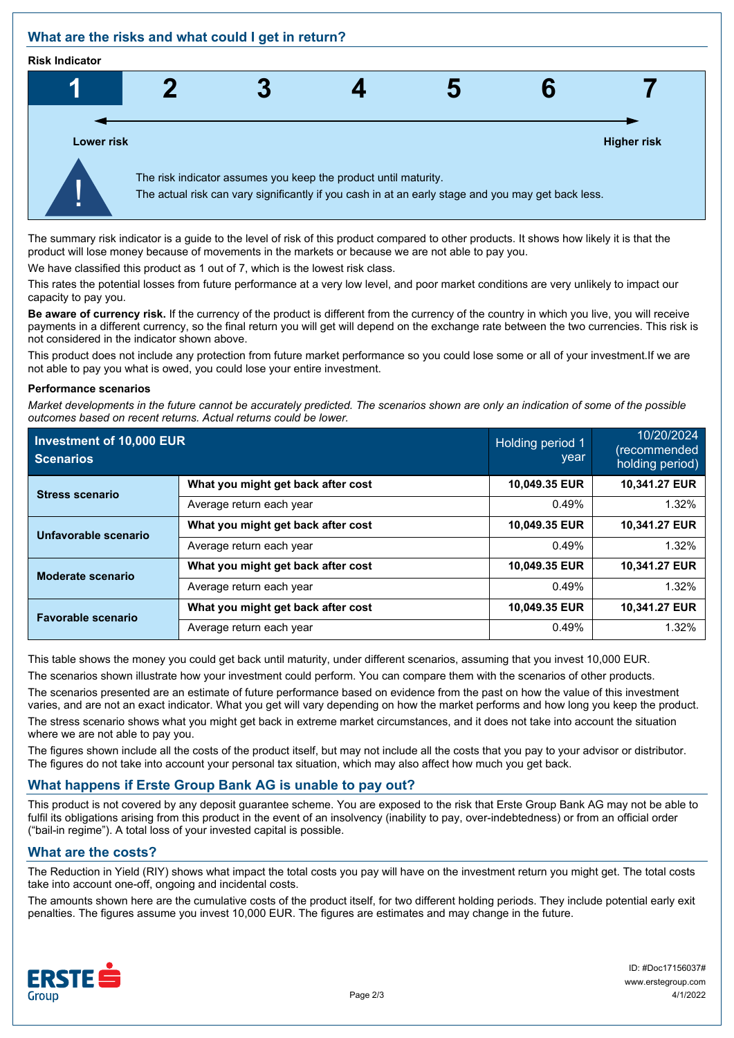## What are the risks and what could I get in return?

**Risk Indicator**

| 1 | 2 | 3 | 4 | 5 | 6 | 7 |
|---|---|---|---|---|---|---|

**Lower risk** → **Higher risk**

The risk indicator assumes you keep the product until maturity.
The actual risk can vary significantly if you cash in at an early stage and you may get back less.

The summary risk indicator is a guide to the level of risk of this product compared to other products. It shows how likely it is that the product will lose money because of movements in the markets or because we are not able to pay you.

We have classified this product as 1 out of 7, which is the lowest risk class.

This rates the potential losses from future performance at a very low level, and poor market conditions are very unlikely to impact our capacity to pay you.

**Be aware of currency risk.** If the currency of the product is different from the currency of the country in which you live, you will receive payments in a different currency, so the final return you will get will depend on the exchange rate between the two currencies. This risk is not considered in the indicator shown above.

This product does not include any protection from future market performance so you could lose some or all of your investment.If we are not able to pay you what is owed, you could lose your entire investment.

**Performance scenarios**

*Market developments in the future cannot be accurately predicted. The scenarios shown are only an indication of some of the possible outcomes based on recent returns. Actual returns could be lower.*

| Investment of 10,000 EUR Scenarios | | Holding period 1 year | 10/20/2024 (recommended holding period) |
|---|---|---|---|
| **Stress scenario** | **What you might get back after cost** | **10,049.35 EUR** | **10,341.27 EUR** |
| | Average return each year | 0.49% | 1.32% |
| **Unfavorable scenario** | **What you might get back after cost** | **10,049.35 EUR** | **10,341.27 EUR** |
| | Average return each year | 0.49% | 1.32% |
| **Moderate scenario** | **What you might get back after cost** | **10,049.35 EUR** | **10,341.27 EUR** |
| | Average return each year | 0.49% | 1.32% |
| **Favorable scenario** | **What you might get back after cost** | **10,049.35 EUR** | **10,341.27 EUR** |
| | Average return each year | 0.49% | 1.32% |

This table shows the money you could get back until maturity, under different scenarios, assuming that you invest 10,000 EUR.

The scenarios shown illustrate how your investment could perform. You can compare them with the scenarios of other products.

The scenarios presented are an estimate of future performance based on evidence from the past on how the value of this investment varies, and are not an exact indicator. What you get will vary depending on how the market performs and how long you keep the product.

The stress scenario shows what you might get back in extreme market circumstances, and it does not take into account the situation where we are not able to pay you.

The figures shown include all the costs of the product itself, but may not include all the costs that you pay to your advisor or distributor. The figures do not take into account your personal tax situation, which may also affect how much you get back.

## What happens if Erste Group Bank AG is unable to pay out?

This product is not covered by any deposit guarantee scheme. You are exposed to the risk that Erste Group Bank AG may not be able to fulfil its obligations arising from this product in the event of an insolvency (inability to pay, over-indebtedness) or from an official order ("bail-in regime"). A total loss of your invested capital is possible.

## What are the costs?

The Reduction in Yield (RIY) shows what impact the total costs you pay will have on the investment return you might get. The total costs take into account one-off, ongoing and incidental costs.

The amounts shown here are the cumulative costs of the product itself, for two different holding periods. They include potential early exit penalties. The figures assume you invest 10,000 EUR. The figures are estimates and may change in the future.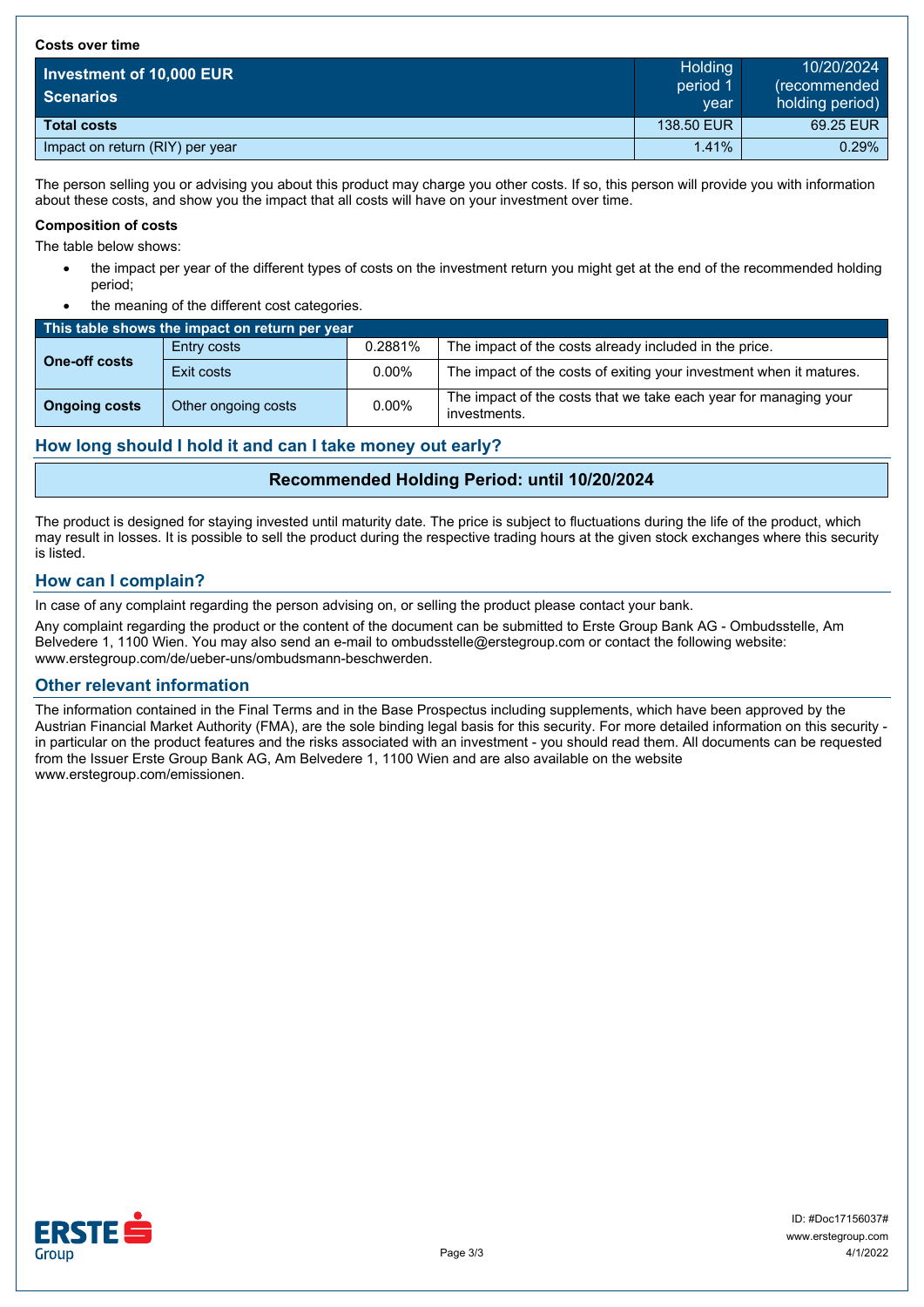**Costs over time**

| Investment of 10,000 EUR<br>Scenarios | Holding period 1 year | 10/20/2024 (recommended holding period) |
|---|---|---|
| **Total costs** | 138.50 EUR | 69.25 EUR |
| Impact on return (RIY) per year | 1.41% | 0.29% |

The person selling you or advising you about this product may charge you other costs. If so, this person will provide you with information about these costs, and show you the impact that all costs will have on your investment over time.

**Composition of costs**

The table below shows:

- the impact per year of the different types of costs on the investment return you might get at the end of the recommended holding period;
- the meaning of the different cost categories.

| This table shows the impact on return per year | | | |
|---|---|---|---|
| **One-off costs** | Entry costs | 0.2881% | The impact of the costs already included in the price. |
| | Exit costs | 0.00% | The impact of the costs of exiting your investment when it matures. |
| **Ongoing costs** | Other ongoing costs | 0.00% | The impact of the costs that we take each year for managing your investments. |

## How long should I hold it and can I take money out early?

**Recommended Holding Period: until 10/20/2024**

The product is designed for staying invested until maturity date. The price is subject to fluctuations during the life of the product, which may result in losses. It is possible to sell the product during the respective trading hours at the given stock exchanges where this security is listed.

## How can I complain?

In case of any complaint regarding the person advising on, or selling the product please contact your bank.

Any complaint regarding the product or the content of the document can be submitted to Erste Group Bank AG - Ombudsstelle, Am Belvedere 1, 1100 Wien. You may also send an e-mail to ombudsstelle@erstegroup.com or contact the following website: www.erstegroup.com/de/ueber-uns/ombudsmann-beschwerden.

## Other relevant information

The information contained in the Final Terms and in the Base Prospectus including supplements, which have been approved by the Austrian Financial Market Authority (FMA), are the sole binding legal basis for this security. For more detailed information on this security - in particular on the product features and the risks associated with an investment - you should read them. All documents can be requested from the Issuer Erste Group Bank AG, Am Belvedere 1, 1100 Wien and are also available on the website www.erstegroup.com/emissionen.

ID: #Doc17156037#
www.erstegroup.com
4/1/2022